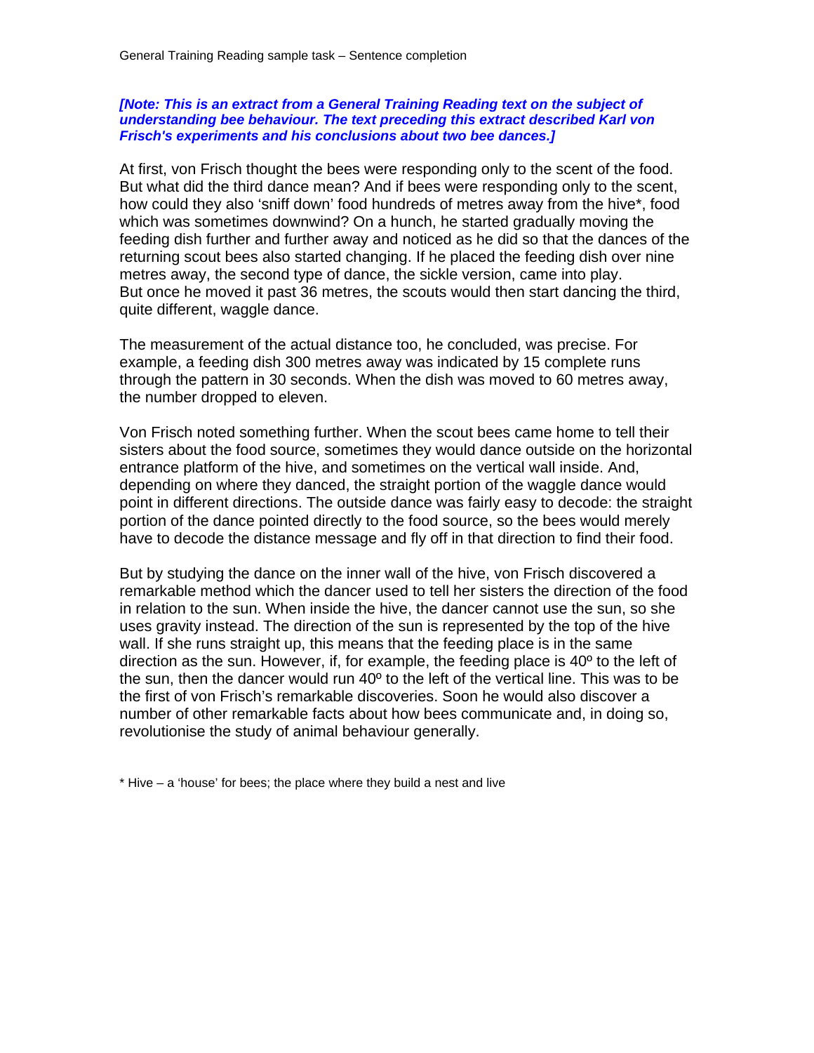General Training Reading sample task – Sentence completion

***[Note: This is an extract from a General Training Reading text on the subject of understanding bee behaviour. The text preceding this extract described Karl von Frisch's experiments and his conclusions about two bee dances.]***

At first, von Frisch thought the bees were responding only to the scent of the food. But what did the third dance mean? And if bees were responding only to the scent, how could they also 'sniff down' food hundreds of metres away from the hive*, food which was sometimes downwind? On a hunch, he started gradually moving the feeding dish further and further away and noticed as he did so that the dances of the returning scout bees also started changing. If he placed the feeding dish over nine metres away, the second type of dance, the sickle version, came into play. But once he moved it past 36 metres, the scouts would then start dancing the third, quite different, waggle dance.

The measurement of the actual distance too, he concluded, was precise. For example, a feeding dish 300 metres away was indicated by 15 complete runs through the pattern in 30 seconds. When the dish was moved to 60 metres away, the number dropped to eleven.

Von Frisch noted something further. When the scout bees came home to tell their sisters about the food source, sometimes they would dance outside on the horizontal entrance platform of the hive, and sometimes on the vertical wall inside. And, depending on where they danced, the straight portion of the waggle dance would point in different directions. The outside dance was fairly easy to decode: the straight portion of the dance pointed directly to the food source, so the bees would merely have to decode the distance message and fly off in that direction to find their food.

But by studying the dance on the inner wall of the hive, von Frisch discovered a remarkable method which the dancer used to tell her sisters the direction of the food in relation to the sun. When inside the hive, the dancer cannot use the sun, so she uses gravity instead. The direction of the sun is represented by the top of the hive wall. If she runs straight up, this means that the feeding place is in the same direction as the sun. However, if, for example, the feeding place is 40º to the left of the sun, then the dancer would run 40º to the left of the vertical line. This was to be the first of von Frisch's remarkable discoveries. Soon he would also discover a number of other remarkable facts about how bees communicate and, in doing so, revolutionise the study of animal behaviour generally.

\* Hive – a 'house' for bees; the place where they build a nest and live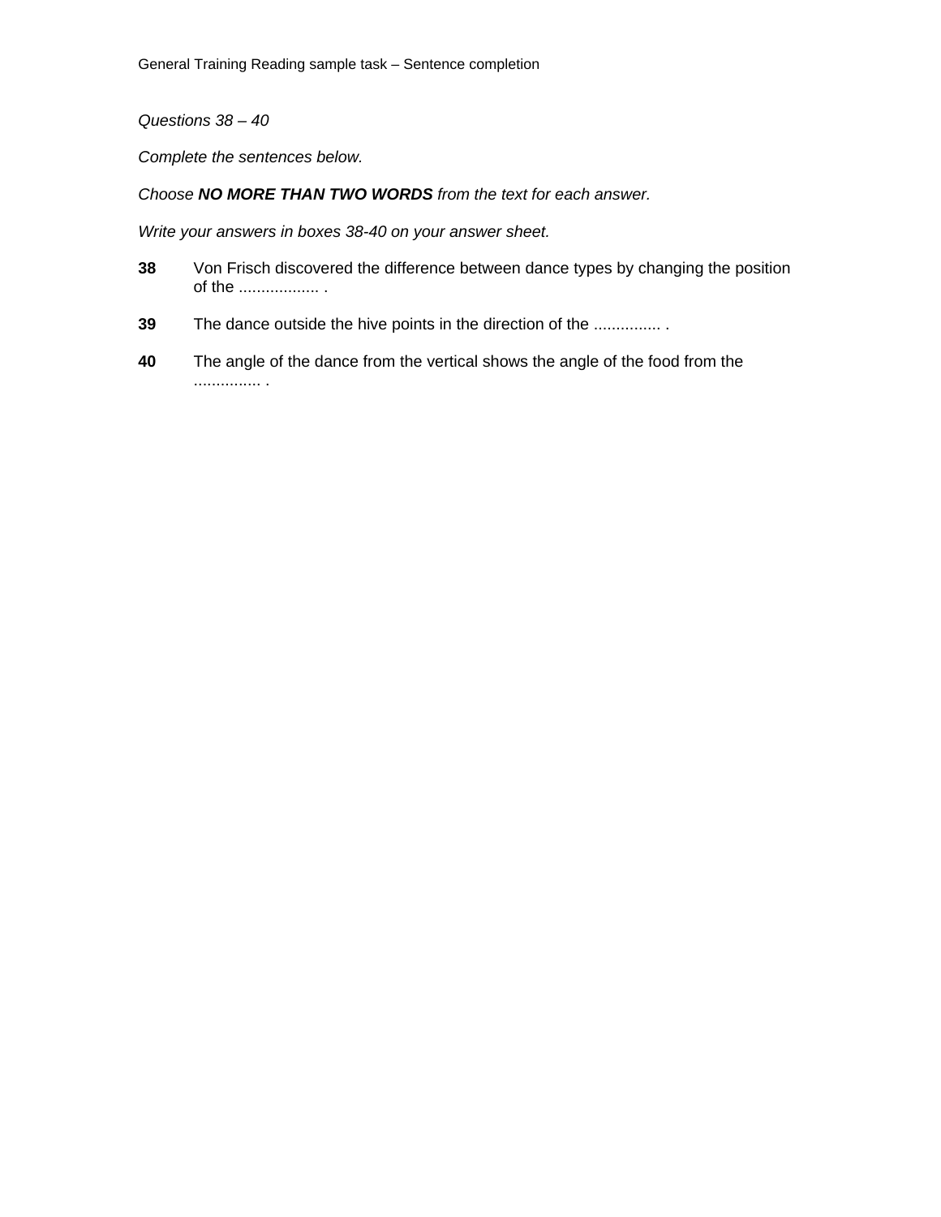*Questions 38 – 40*

*Complete the sentences below.*

*Choose* ***NO MORE THAN TWO WORDS*** *from the text for each answer.*

*Write your answers in boxes 38-40 on your answer sheet.*

**38** Von Frisch discovered the difference between dance types by changing the position of the .................. .

**39** The dance outside the hive points in the direction of the ............... .

**40** The angle of the dance from the vertical shows the angle of the food from the ............... .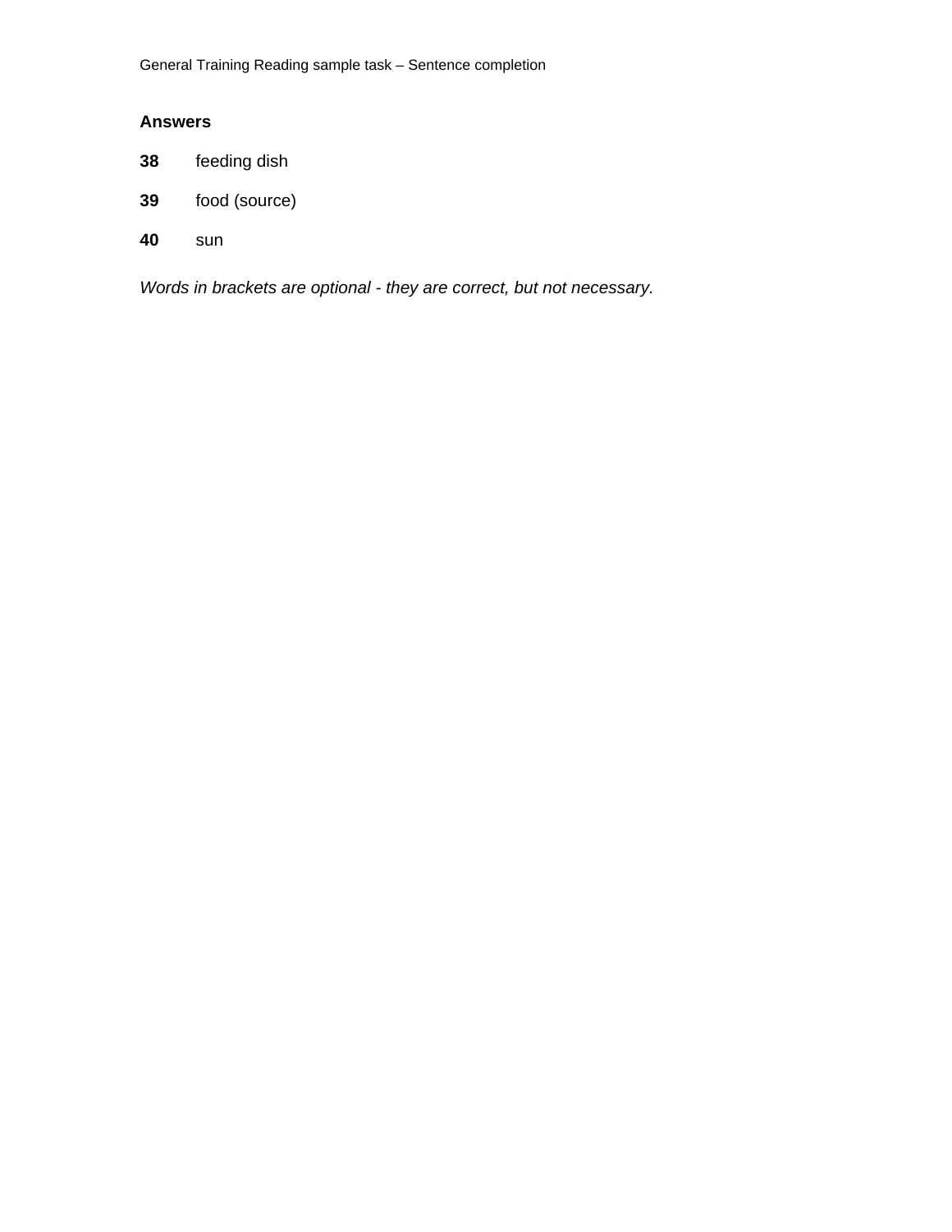**Answers**

**38** feeding dish

**39** food (source)

**40** sun

*Words in brackets are optional - they are correct, but not necessary.*